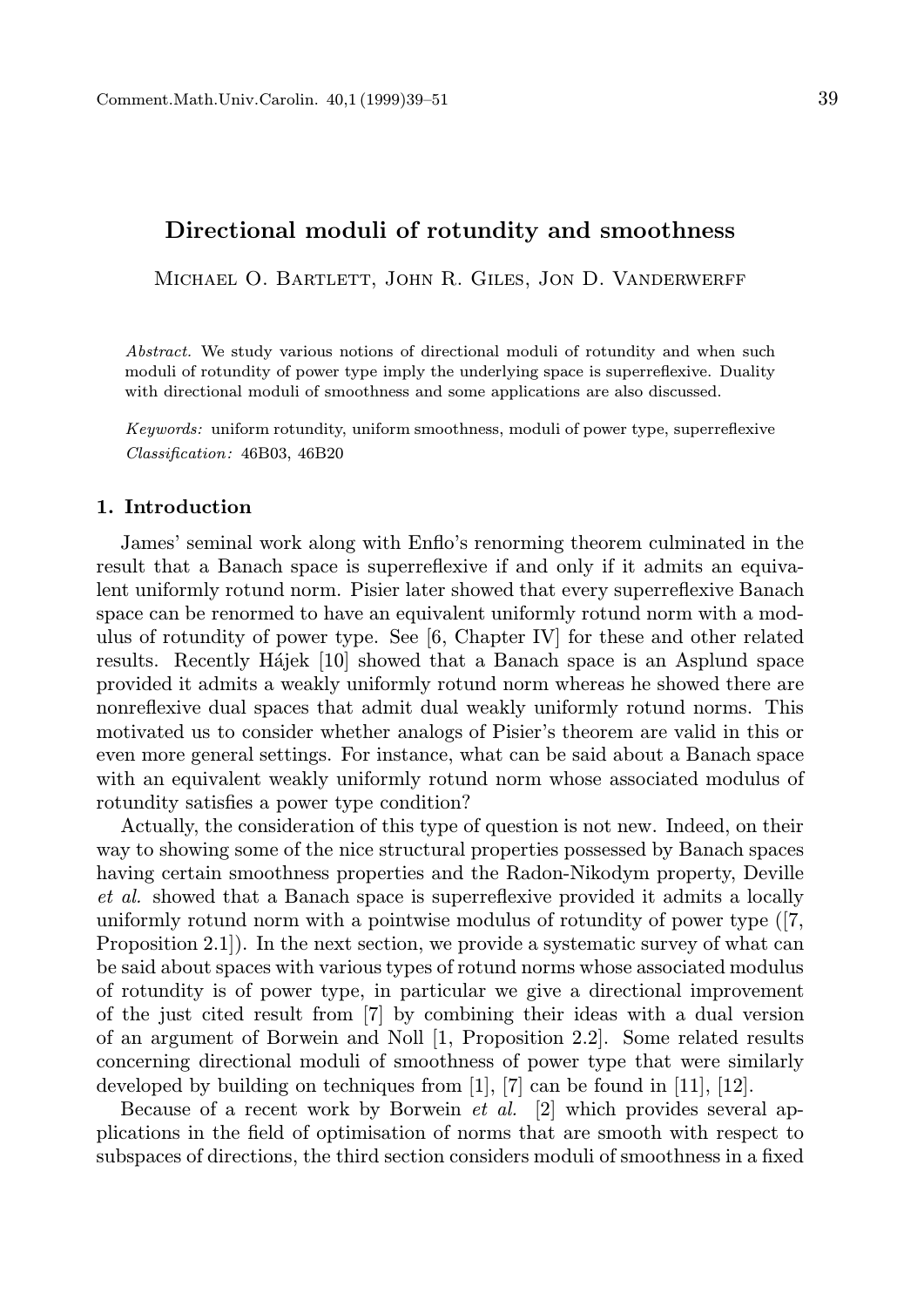# Directional moduli of rotundity and smoothness

Michael O. Bartlett, John R. Giles, Jon D. Vanderwerff

*Abstract.* We study various notions of directional moduli of rotundity and when such moduli of rotundity of power type imply the underlying space is superreflexive. Duality with directional moduli of smoothness and some applications are also discussed.

*Keywords:* uniform rotundity, uniform smoothness, moduli of power type, superreflexive

*Classification:* 46B03, 46B20

## 1. Introduction

James' seminal work along with Enflo's renorming theorem culminated in the result that a Banach space is superreflexive if and only if it admits an equivalent uniformly rotund norm. Pisier later showed that every superreflexive Banach space can be renormed to have an equivalent uniformly rotund norm with a modulus of rotundity of power type. See [6, Chapter IV] for these and other related results. Recently Hájek [10] showed that a Banach space is an Asplund space provided it admits a weakly uniformly rotund norm whereas he showed there are nonreflexive dual spaces that admit dual weakly uniformly rotund norms. This motivated us to consider whether analogs of Pisier's theorem are valid in this or even more general settings. For instance, what can be said about a Banach space with an equivalent weakly uniformly rotund norm whose associated modulus of rotundity satisfies a power type condition?

Actually, the consideration of this type of question is not new. Indeed, on their way to showing some of the nice structural properties possessed by Banach spaces having certain smoothness properties and the Radon-Nikodym property, Deville *et al.* showed that a Banach space is superreflexive provided it admits a locally uniformly rotund norm with a pointwise modulus of rotundity of power type ([7, Proposition 2.1]). In the next section, we provide a systematic survey of what can be said about spaces with various types of rotund norms whose associated modulus of rotundity is of power type, in particular we give a directional improvement of the just cited result from [7] by combining their ideas with a dual version of an argument of Borwein and Noll [1, Proposition 2.2]. Some related results concerning directional moduli of smoothness of power type that were similarly developed by building on techniques from [1], [7] can be found in [11], [12].

Because of a recent work by Borwein *et al.* [2] which provides several applications in the field of optimisation of norms that are smooth with respect to subspaces of directions, the third section considers moduli of smoothness in a fixed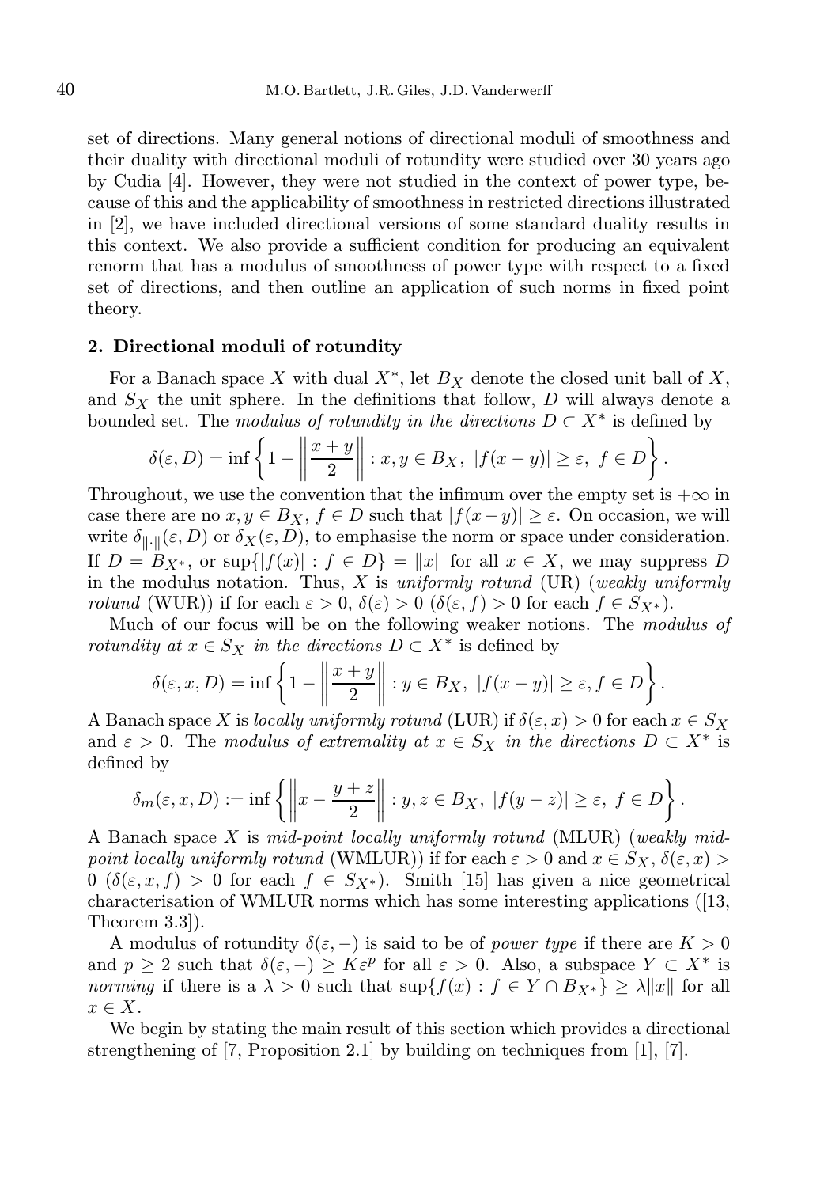set of directions. Many general notions of directional moduli of smoothness and their duality with directional moduli of rotundity were studied over 30 years ago by Cudia [4]. However, they were not studied in the context of power type, because of this and the applicability of smoothness in restricted directions illustrated in [2], we have included directional versions of some standard duality results in this context. We also provide a sufficient condition for producing an equivalent renorm that has a modulus of smoothness of power type with respect to a fixed set of directions, and then outline an application of such norms in fixed point theory.

## 2. Directional moduli of rotundity

For a Banach space $X$ with dual $X^*$, let $B_X$ denote the closed unit ball of $X$, and $S_X$ the unit sphere. In the definitions that follow, $D$ will always denote a bounded set. The *modulus of rotundity in the directions* $D \subset X^*$ is defined by

$$\delta(\varepsilon, D) = \inf\left\{1 - \left\|\frac{x+y}{2}\right\| : x, y \in B_X,\ |f(x-y)| \geq \varepsilon,\ f \in D\right\}.$$

Throughout, we use the convention that the infimum over the empty set is $+\infty$ in case there are no $x, y \in B_X$, $f \in D$ such that $|f(x-y)| \geq \varepsilon$. On occasion, we will write $\delta_{\|\cdot\|}(\varepsilon, D)$ or $\delta_X(\varepsilon, D)$, to emphasise the norm or space under consideration. If $D = B_{X^*}$, or $\sup\{|f(x)| : f \in D\} = \|x\|$ for all $x \in X$, we may suppress $D$ in the modulus notation. Thus, $X$ is *uniformly rotund* (UR) (*weakly uniformly rotund* (WUR)) if for each $\varepsilon > 0$, $\delta(\varepsilon) > 0$ ($\delta(\varepsilon, f) > 0$ for each $f \in S_{X^*}$).

Much of our focus will be on the following weaker notions. The *modulus of rotundity at* $x \in S_X$ *in the directions* $D \subset X^*$ is defined by

$$\delta(\varepsilon, x, D) = \inf\left\{1 - \left\|\frac{x+y}{2}\right\| : y \in B_X,\ |f(x-y)| \geq \varepsilon, f \in D\right\}.$$

A Banach space $X$ is *locally uniformly rotund* (LUR) if $\delta(\varepsilon, x) > 0$ for each $x \in S_X$ and $\varepsilon > 0$. The *modulus of extremality at* $x \in S_X$ *in the directions* $D \subset X^*$ is defined by

$$\delta_m(\varepsilon, x, D) := \inf\left\{\left\|x - \frac{y+z}{2}\right\| : y, z \in B_X,\ |f(y-z)| \geq \varepsilon,\ f \in D\right\}.$$

A Banach space $X$ is *mid-point locally uniformly rotund* (MLUR) (*weakly mid-point locally uniformly rotund* (WMLUR)) if for each $\varepsilon > 0$ and $x \in S_X$, $\delta(\varepsilon, x) > 0$ ($\delta(\varepsilon, x, f) > 0$ for each $f \in S_{X^*}$). Smith [15] has given a nice geometrical characterisation of WMLUR norms which has some interesting applications ([13, Theorem 3.3]).

A modulus of rotundity $\delta(\varepsilon, -)$ is said to be of *power type* if there are $K > 0$ and $p \geq 2$ such that $\delta(\varepsilon, -) \geq K\varepsilon^p$ for all $\varepsilon > 0$. Also, a subspace $Y \subset X^*$ is *norming* if there is a $\lambda > 0$ such that $\sup\{f(x) : f \in Y \cap B_{X^*}\} \geq \lambda\|x\|$ for all $x \in X$.

We begin by stating the main result of this section which provides a directional strengthening of [7, Proposition 2.1] by building on techniques from [1], [7].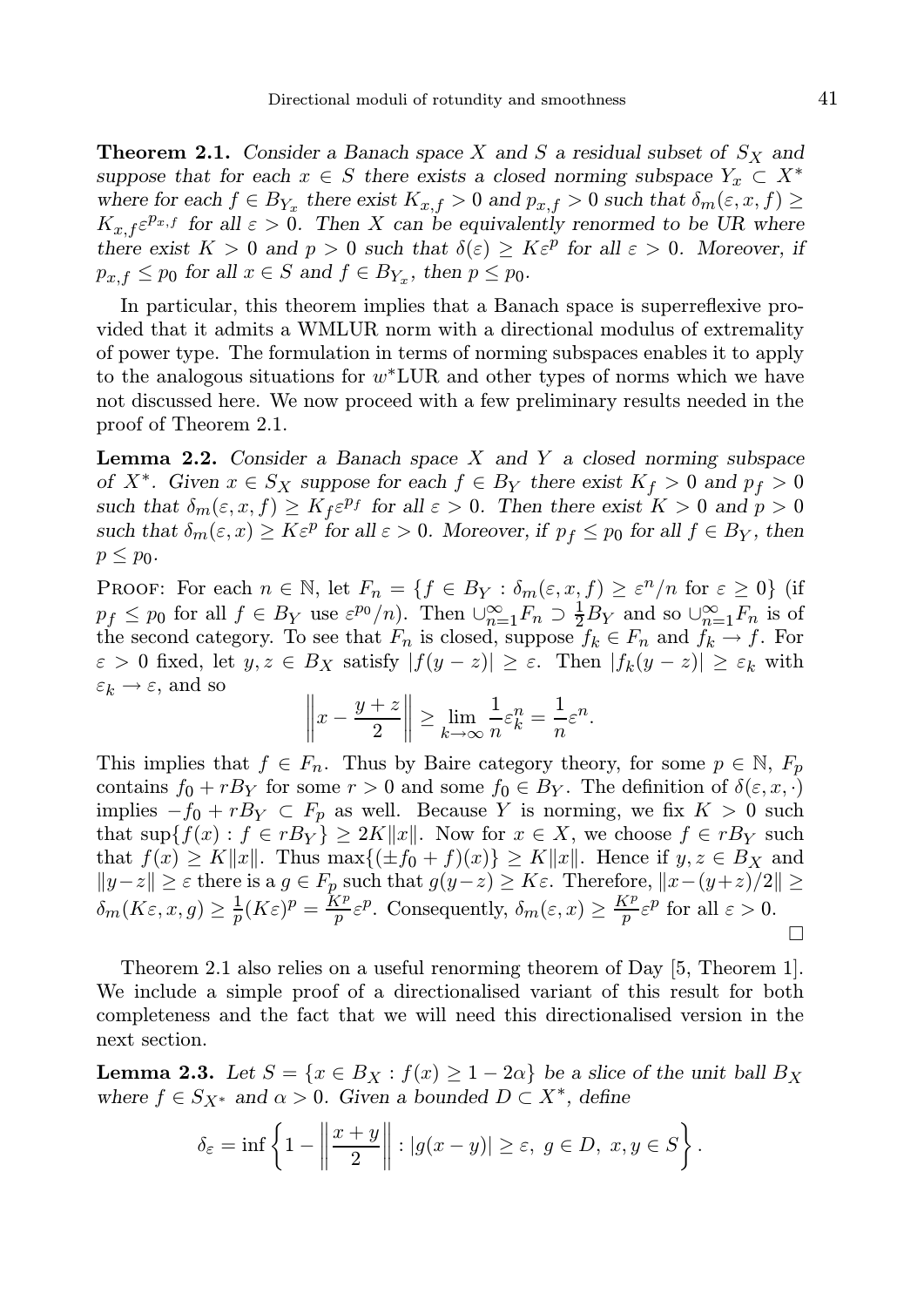**Theorem 2.1.** *Consider a Banach space $X$ and $S$ a residual subset of $S_X$ and suppose that for each $x \in S$ there exists a closed norming subspace $Y_x \subset X^*$ where for each $f \in B_{Y_x}$ there exist $K_{x,f} > 0$ and $p_{x,f} > 0$ such that $\delta_m(\varepsilon, x, f) \geq K_{x,f}\varepsilon^{p_{x,f}}$ for all $\varepsilon > 0$. Then $X$ can be equivalently renormed to be UR where there exist $K > 0$ and $p > 0$ such that $\delta(\varepsilon) \geq K\varepsilon^p$ for all $\varepsilon > 0$. Moreover, if $p_{x,f} \leq p_0$ for all $x \in S$ and $f \in B_{Y_x}$, then $p \leq p_0$.*

In particular, this theorem implies that a Banach space is superreflexive provided that it admits a WMLUR norm with a directional modulus of extremality of power type. The formulation in terms of norming subspaces enables it to apply to the analogous situations for $w^*$LUR and other types of norms which we have not discussed here. We now proceed with a few preliminary results needed in the proof of Theorem 2.1.

**Lemma 2.2.** *Consider a Banach space $X$ and $Y$ a closed norming subspace of $X^*$. Given $x \in S_X$ suppose for each $f \in B_Y$ there exist $K_f > 0$ and $p_f > 0$ such that $\delta_m(\varepsilon, x, f) \geq K_f\varepsilon^{p_f}$ for all $\varepsilon > 0$. Then there exist $K > 0$ and $p > 0$ such that $\delta_m(\varepsilon, x) \geq K\varepsilon^p$ for all $\varepsilon > 0$. Moreover, if $p_f \leq p_0$ for all $f \in B_Y$, then $p \leq p_0$.*

Proof: For each $n \in \mathbb{N}$, let $F_n = \{f \in B_Y : \delta_m(\varepsilon, x, f) \geq \varepsilon^n/n \text{ for } \varepsilon \geq 0\}$ (if $p_f \leq p_0$ for all $f \in B_Y$ use $\varepsilon^{p_0}/n$). Then $\cup_{n=1}^{\infty} F_n \supset \frac{1}{2}B_Y$ and so $\cup_{n=1}^{\infty} F_n$ is of the second category. To see that $F_n$ is closed, suppose $f_k \in F_n$ and $f_k \to f$. For $\varepsilon > 0$ fixed, let $y, z \in B_X$ satisfy $|f(y-z)| \geq \varepsilon$. Then $|f_k(y-z)| \geq \varepsilon_k$ with $\varepsilon_k \to \varepsilon$, and so

$$\left\| x - \frac{y+z}{2} \right\| \geq \lim_{k\to\infty} \frac{1}{n}\varepsilon_k^n = \frac{1}{n}\varepsilon^n.$$

This implies that $f \in F_n$. Thus by Baire category theory, for some $p \in \mathbb{N}$, $F_p$ contains $f_0 + rB_Y$ for some $r > 0$ and some $f_0 \in B_Y$. The definition of $\delta(\varepsilon, x, \cdot)$ implies $-f_0 + rB_Y \subset F_p$ as well. Because $Y$ is norming, we fix $K > 0$ such that $\sup\{f(x) : f \in rB_Y\} \geq 2K\|x\|$. Now for $x \in X$, we choose $f \in rB_Y$ such that $f(x) \geq K\|x\|$. Thus $\max\{(\pm f_0 + f)(x)\} \geq K\|x\|$. Hence if $y, z \in B_X$ and $\|y-z\| \geq \varepsilon$ there is a $g \in F_p$ such that $g(y-z) \geq K\varepsilon$. Therefore, $\|x-(y+z)/2\| \geq \delta_m(K\varepsilon, x, g) \geq \frac{1}{p}(K\varepsilon)^p = \frac{K^p}{p}\varepsilon^p$. Consequently, $\delta_m(\varepsilon, x) \geq \frac{K^p}{p}\varepsilon^p$ for all $\varepsilon > 0$. $\square$

Theorem 2.1 also relies on a useful renorming theorem of Day [5, Theorem 1]. We include a simple proof of a directionalised variant of this result for both completeness and the fact that we will need this directionalised version in the next section.

**Lemma 2.3.** *Let $S = \{x \in B_X : f(x) \geq 1 - 2\alpha\}$ be a slice of the unit ball $B_X$ where $f \in S_{X^*}$ and $\alpha > 0$. Given a bounded $D \subset X^*$, define*

$$\delta_\varepsilon = \inf\left\{1 - \left\|\frac{x+y}{2}\right\| : |g(x-y)| \geq \varepsilon,\ g \in D,\ x, y \in S\right\}.$$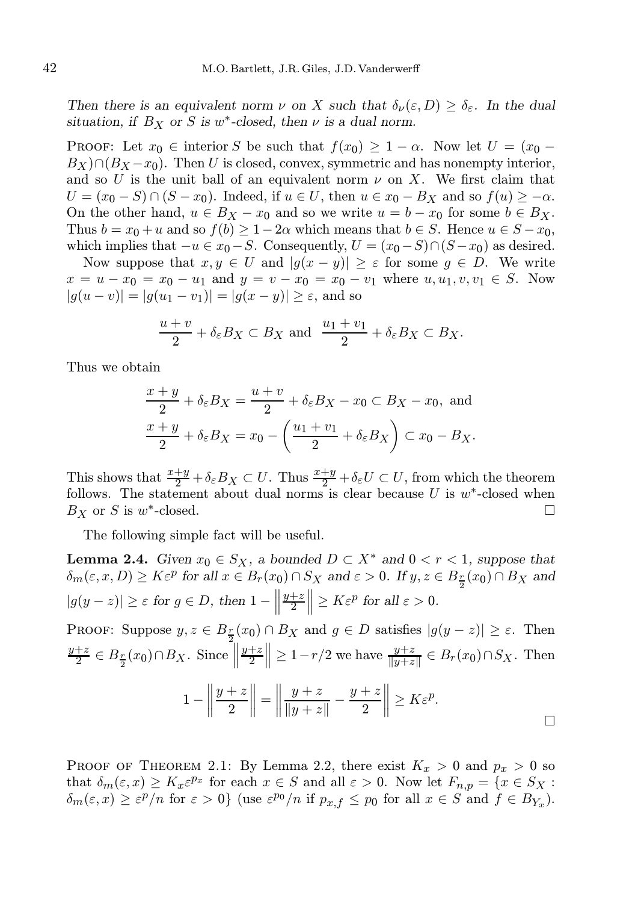*Then there is an equivalent norm $\nu$ on $X$ such that $\delta_\nu(\varepsilon, D) \geq \delta_\varepsilon$. In the dual situation, if $B_X$ or $S$ is $w^*$-closed, then $\nu$ is a dual norm.*

Proof: Let $x_0 \in \text{interior}\, S$ be such that $f(x_0) \geq 1 - \alpha$. Now let $U = (x_0 - B_X) \cap (B_X - x_0)$. Then $U$ is closed, convex, symmetric and has nonempty interior, and so $U$ is the unit ball of an equivalent norm $\nu$ on $X$. We first claim that $U = (x_0 - S) \cap (S - x_0)$. Indeed, if $u \in U$, then $u \in x_0 - B_X$ and so $f(u) \geq -\alpha$. On the other hand, $u \in B_X - x_0$ and so we write $u = b - x_0$ for some $b \in B_X$. Thus $b = x_0 + u$ and so $f(b) \geq 1 - 2\alpha$ which means that $b \in S$. Hence $u \in S - x_0$, which implies that $-u \in x_0 - S$. Consequently, $U = (x_0 - S) \cap (S - x_0)$ as desired.

Now suppose that $x, y \in U$ and $|g(x - y)| \geq \varepsilon$ for some $g \in D$. We write $x = u - x_0 = x_0 - u_1$ and $y = v - x_0 = x_0 - v_1$ where $u, u_1, v, v_1 \in S$. Now $|g(u - v)| = |g(u_1 - v_1)| = |g(x - y)| \geq \varepsilon$, and so

$$\frac{u + v}{2} + \delta_\varepsilon B_X \subset B_X \text{ and } \frac{u_1 + v_1}{2} + \delta_\varepsilon B_X \subset B_X.$$

Thus we obtain

$$\frac{x + y}{2} + \delta_\varepsilon B_X = \frac{u + v}{2} + \delta_\varepsilon B_X - x_0 \subset B_X - x_0, \text{ and}$$
$$\frac{x + y}{2} + \delta_\varepsilon B_X = x_0 - \left( \frac{u_1 + v_1}{2} + \delta_\varepsilon B_X \right) \subset x_0 - B_X.$$

This shows that $\frac{x+y}{2} + \delta_\varepsilon B_X \subset U$. Thus $\frac{x+y}{2} + \delta_\varepsilon U \subset U$, from which the theorem follows. The statement about dual norms is clear because $U$ is $w^*$-closed when $B_X$ or $S$ is $w^*$-closed. $\square$

The following simple fact will be useful.

**Lemma 2.4.** *Given $x_0 \in S_X$, a bounded $D \subset X^*$ and $0 < r < 1$, suppose that $\delta_m(\varepsilon, x, D) \geq K\varepsilon^p$ for all $x \in B_r(x_0) \cap S_X$ and $\varepsilon > 0$. If $y, z \in B_{\frac{r}{2}}(x_0) \cap B_X$ and $|g(y - z)| \geq \varepsilon$ for $g \in D$, then $1 - \left\| \frac{y+z}{2} \right\| \geq K\varepsilon^p$ for all $\varepsilon > 0$.*

Proof: Suppose $y, z \in B_{\frac{r}{2}}(x_0) \cap B_X$ and $g \in D$ satisfies $|g(y - z)| \geq \varepsilon$. Then $\frac{y+z}{2} \in B_{\frac{r}{2}}(x_0) \cap B_X$. Since $\left\| \frac{y+z}{2} \right\| \geq 1 - r/2$ we have $\frac{y+z}{\|y+z\|} \in B_r(x_0) \cap S_X$. Then

$$1 - \left\| \frac{y + z}{2} \right\| = \left\| \frac{y + z}{\|y + z\|} - \frac{y + z}{2} \right\| \geq K\varepsilon^p.$$

$\square$

Proof of Theorem 2.1: By Lemma 2.2, there exist $K_x > 0$ and $p_x > 0$ so that $\delta_m(\varepsilon, x) \geq K_x \varepsilon^{p_x}$ for each $x \in S$ and all $\varepsilon > 0$. Now let $F_{n,p} = \{x \in S_X : \delta_m(\varepsilon, x) \geq \varepsilon^p / n \text{ for } \varepsilon > 0\}$ (use $\varepsilon^{p_0}/n$ if $p_{x,f} \leq p_0$ for all $x \in S$ and $f \in B_{Y_x}$).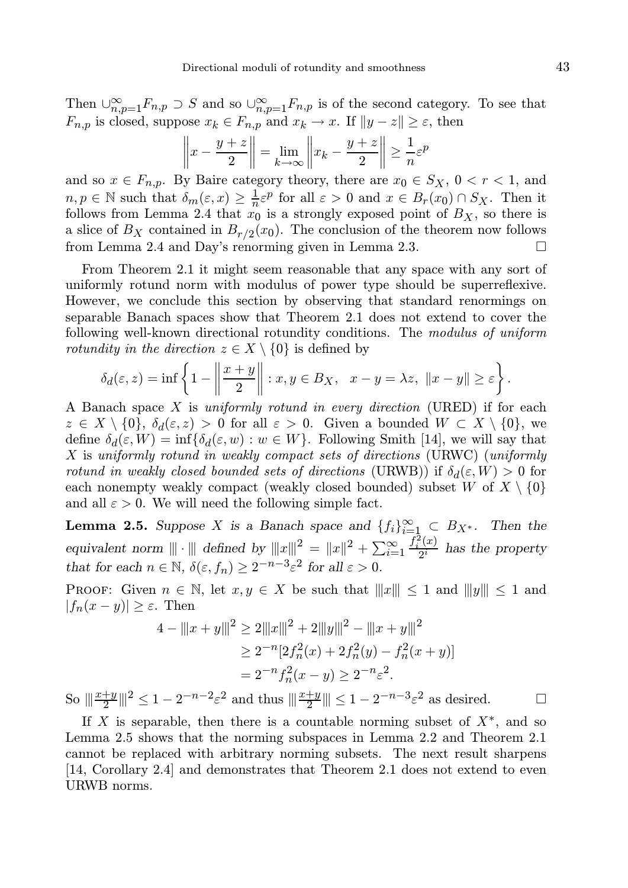Then $\cup_{n,p=1}^{\infty} F_{n,p} \supset S$ and so $\cup_{n,p=1}^{\infty} F_{n,p}$ is of the second category. To see that $F_{n,p}$ is closed, suppose $x_k \in F_{n,p}$ and $x_k \to x$. If $\|y - z\| \geq \varepsilon$, then

$$\left\| x - \frac{y+z}{2} \right\| = \lim_{k\to\infty} \left\| x_k - \frac{y+z}{2} \right\| \geq \frac{1}{n}\varepsilon^p$$

and so $x \in F_{n,p}$. By Baire category theory, there are $x_0 \in S_X$, $0 < r < 1$, and $n, p \in \mathbb{N}$ such that $\delta_m(\varepsilon, x) \geq \frac{1}{n}\varepsilon^p$ for all $\varepsilon > 0$ and $x \in B_r(x_0) \cap S_X$. Then it follows from Lemma 2.4 that $x_0$ is a strongly exposed point of $B_X$, so there is a slice of $B_X$ contained in $B_{r/2}(x_0)$. The conclusion of the theorem now follows from Lemma 2.4 and Day's renorming given in Lemma 2.3. $\square$

From Theorem 2.1 it might seem reasonable that any space with any sort of uniformly rotund norm with modulus of power type should be superreflexive. However, we conclude this section by observing that standard renormings on separable Banach spaces show that Theorem 2.1 does not extend to cover the following well-known directional rotundity conditions. The *modulus of uniform rotundity in the direction* $z \in X \setminus \{0\}$ is defined by

$$\delta_d(\varepsilon, z) = \inf\left\{1 - \left\|\frac{x+y}{2}\right\| : x, y \in B_X, \quad x - y = \lambda z, \ \|x - y\| \geq \varepsilon\right\}.$$

A Banach space $X$ is *uniformly rotund in every direction* (URED) if for each $z \in X \setminus \{0\}$, $\delta_d(\varepsilon, z) > 0$ for all $\varepsilon > 0$. Given a bounded $W \subset X \setminus \{0\}$, we define $\delta_d(\varepsilon, W) = \inf\{\delta_d(\varepsilon, w) : w \in W\}$. Following Smith [14], we will say that $X$ is *uniformly rotund in weakly compact sets of directions* (URWC) (*uniformly rotund in weakly closed bounded sets of directions* (URWB)) if $\delta_d(\varepsilon, W) > 0$ for each nonempty weakly compact (weakly closed bounded) subset $W$ of $X \setminus \{0\}$ and all $\varepsilon > 0$. We will need the following simple fact.

**Lemma 2.5.** *Suppose $X$ is a Banach space and $\{f_i\}_{i=1}^{\infty} \subset B_{X^*}$. Then the equivalent norm $|||\cdot|||$ defined by $|||x|||^2 = \|x\|^2 + \sum_{i=1}^{\infty} \frac{f_i^2(x)}{2^i}$ has the property that for each $n \in \mathbb{N}$, $\delta(\varepsilon, f_n) \geq 2^{-n-3}\varepsilon^2$ for all $\varepsilon > 0$.*

Proof: Given $n \in \mathbb{N}$, let $x, y \in X$ be such that $|||x||| \leq 1$ and $|||y||| \leq 1$ and $|f_n(x - y)| \geq \varepsilon$. Then

$$\begin{aligned}
4 - |||x+y|||^2 &\geq 2|||x|||^2 + 2|||y|||^2 - |||x+y|||^2 \\
&\geq 2^{-n}[2f_n^2(x) + 2f_n^2(y) - f_n^2(x+y)] \\
&= 2^{-n} f_n^2(x-y) \geq 2^{-n}\varepsilon^2.
\end{aligned}$$

So $|||\frac{x+y}{2}|||^2 \leq 1 - 2^{-n-2}\varepsilon^2$ and thus $|||\frac{x+y}{2}||| \leq 1 - 2^{-n-3}\varepsilon^2$ as desired. $\square$

If $X$ is separable, then there is a countable norming subset of $X^*$, and so Lemma 2.5 shows that the norming subspaces in Lemma 2.2 and Theorem 2.1 cannot be replaced with arbitrary norming subsets. The next result sharpens [14, Corollary 2.4] and demonstrates that Theorem 2.1 does not extend to even URWB norms.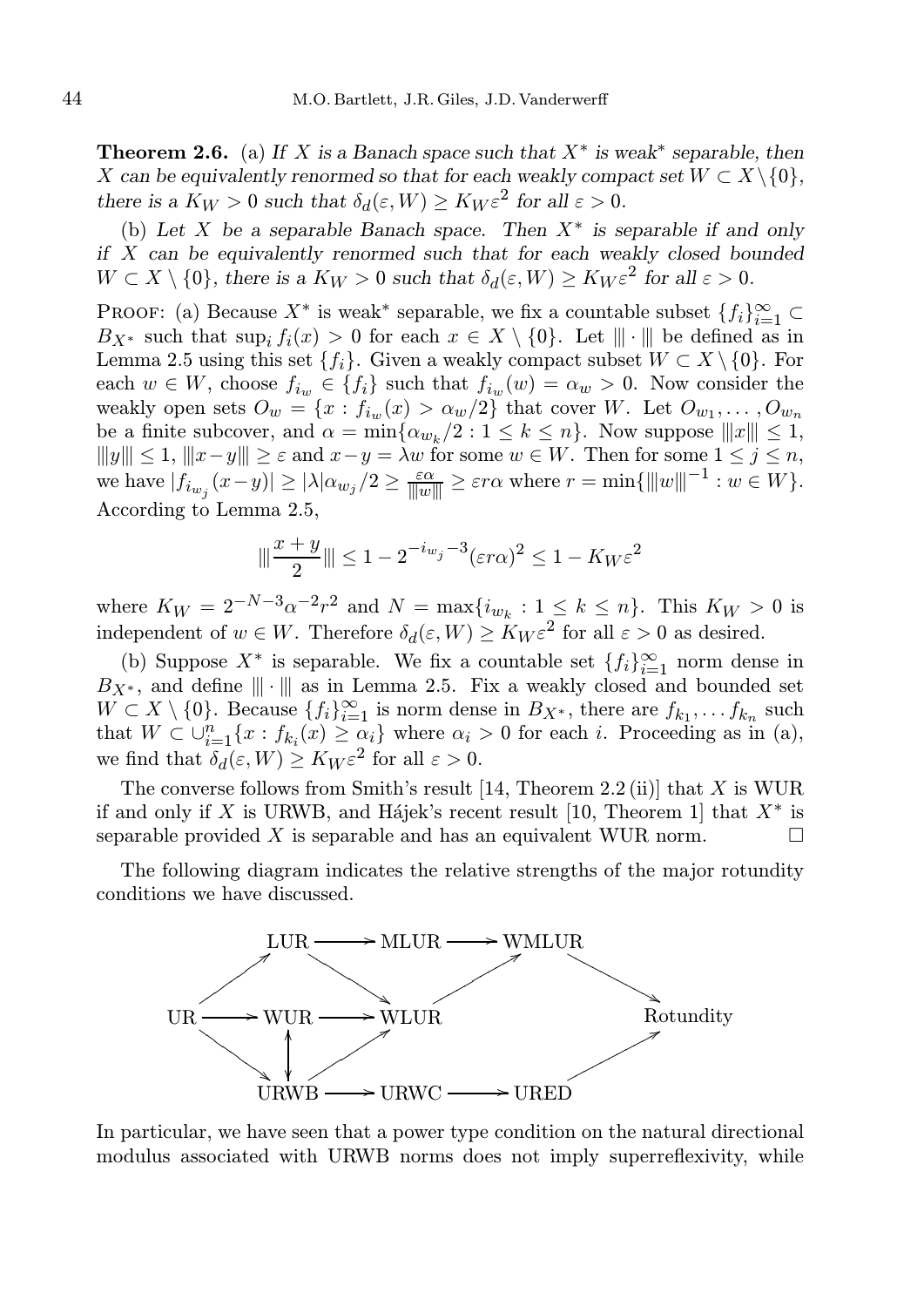**Theorem 2.6.** (a) *If $X$ is a Banach space such that $X^*$ is weak$^*$ separable, then $X$ can be equivalently renormed so that for each weakly compact set $W \subset X \setminus \{0\}$, there is a $K_W > 0$ such that $\delta_d(\varepsilon, W) \geq K_W \varepsilon^2$ for all $\varepsilon > 0$.*

(b) *Let $X$ be a separable Banach space. Then $X^*$ is separable if and only if $X$ can be equivalently renormed such that for each weakly closed bounded $W \subset X \setminus \{0\}$, there is a $K_W > 0$ such that $\delta_d(\varepsilon, W) \geq K_W \varepsilon^2$ for all $\varepsilon > 0$.*

Proof: (a) Because $X^*$ is weak$^*$ separable, we fix a countable subset $\{f_i\}_{i=1}^\infty \subset B_{X^*}$ such that $\sup_i f_i(x) > 0$ for each $x \in X \setminus \{0\}$. Let $|||\cdot|||$ be defined as in Lemma 2.5 using this set $\{f_i\}$. Given a weakly compact subset $W \subset X \setminus \{0\}$. For each $w \in W$, choose $f_{i_w} \in \{f_i\}$ such that $f_{i_w}(w) = \alpha_w > 0$. Now consider the weakly open sets $O_w = \{x : f_{i_w}(x) > \alpha_w/2\}$ that cover $W$. Let $O_{w_1}, \dots, O_{w_n}$ be a finite subcover, and $\alpha = \min\{\alpha_{w_k}/2 : 1 \leq k \leq n\}$. Now suppose $|||x||| \leq 1$, $|||y||| \leq 1$, $|||x-y||| \geq \varepsilon$ and $x-y = \lambda w$ for some $w \in W$. Then for some $1 \leq j \leq n$, we have $|f_{i_{w_j}}(x-y)| \geq |\lambda|\alpha_{w_j}/2 \geq \frac{\varepsilon\alpha}{|||w|||} \geq \varepsilon r \alpha$ where $r = \min\{|||w|||^{-1} : w \in W\}$. According to Lemma 2.5,

$$|||\frac{x+y}{2}||| \leq 1 - 2^{-i_{w_j}-3}(\varepsilon r\alpha)^2 \leq 1 - K_W\varepsilon^2$$

where $K_W = 2^{-N-3}\alpha^{-2}r^2$ and $N = \max\{i_{w_k} : 1 \leq k \leq n\}$. This $K_W > 0$ is independent of $w \in W$. Therefore $\delta_d(\varepsilon, W) \geq K_W\varepsilon^2$ for all $\varepsilon > 0$ as desired.

(b) Suppose $X^*$ is separable. We fix a countable set $\{f_i\}_{i=1}^\infty$ norm dense in $B_{X^*}$, and define $|||\cdot|||$ as in Lemma 2.5. Fix a weakly closed and bounded set $W \subset X \setminus \{0\}$. Because $\{f_i\}_{i=1}^\infty$ is norm dense in $B_{X^*}$, there are $f_{k_1}, \dots f_{k_n}$ such that $W \subset \cup_{i=1}^n \{x : f_{k_i}(x) \geq \alpha_i\}$ where $\alpha_i > 0$ for each $i$. Proceeding as in (a), we find that $\delta_d(\varepsilon, W) \geq K_W\varepsilon^2$ for all $\varepsilon > 0$.

The converse follows from Smith's result [14, Theorem 2.2 (ii)] that $X$ is WUR if and only if $X$ is URWB, and Hájek's recent result [10, Theorem 1] that $X^*$ is separable provided $X$ is separable and has an equivalent WUR norm. □

The following diagram indicates the relative strengths of the major rotundity conditions we have discussed.

```
        LUR ──────> MLUR ──────> WMLUR
       ↗    ↘                 ↗       ↘
UR ──────> WUR ──────> WLUR                Rotundity
       ↘    ↕        ↗                 ↗
        URWB ──────> URWC ──────> URED
```

In particular, we have seen that a power type condition on the natural directional modulus associated with URWB norms does not imply superreflexivity, while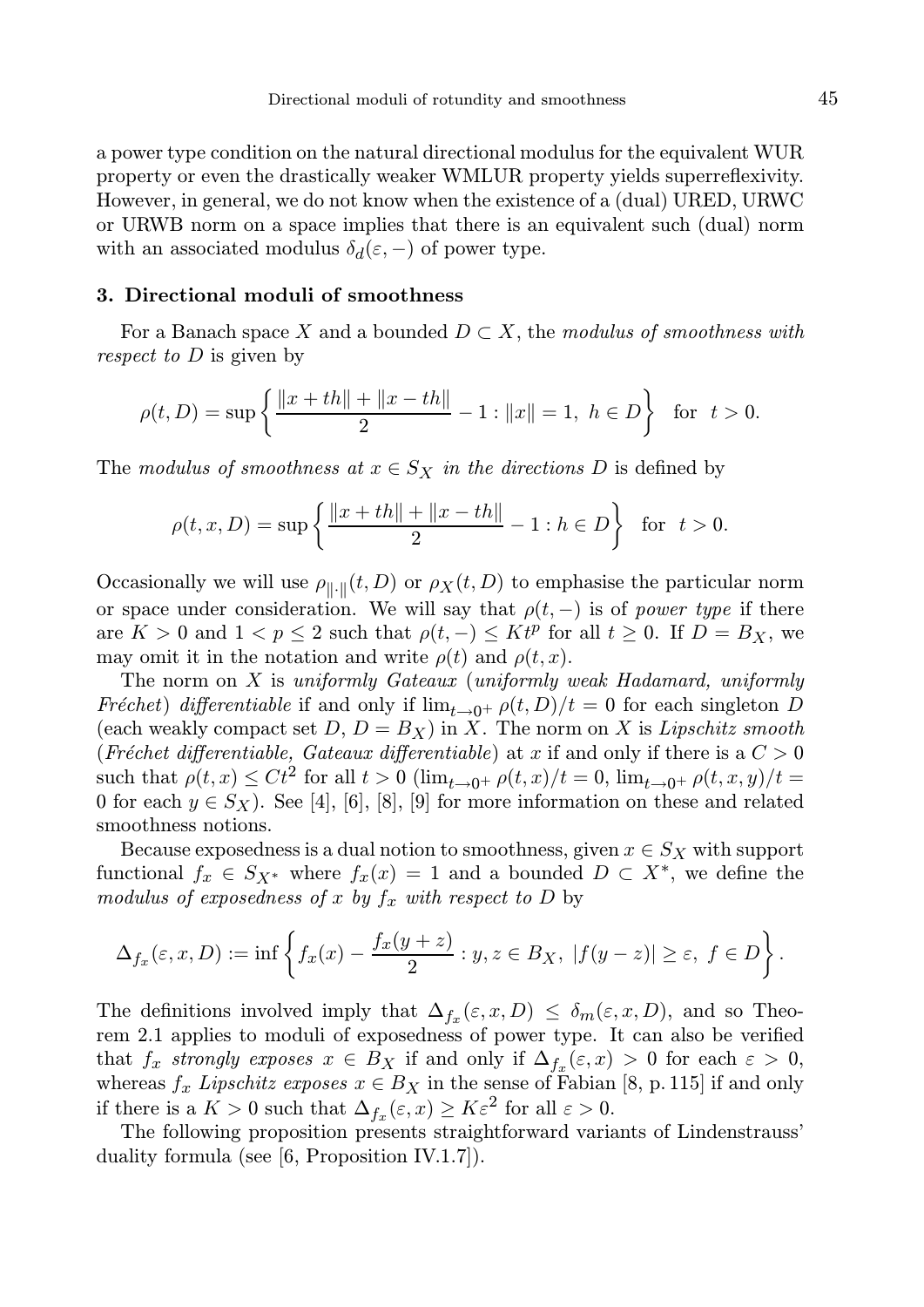a power type condition on the natural directional modulus for the equivalent WUR property or even the drastically weaker WMLUR property yields superreflexivity. However, in general, we do not know when the existence of a (dual) URED, URWC or URWB norm on a space implies that there is an equivalent such (dual) norm with an associated modulus $\delta_d(\varepsilon,-)$ of power type.

## 3. Directional moduli of smoothness

For a Banach space $X$ and a bounded $D \subset X$, the *modulus of smoothness with respect to $D$* is given by

$$\rho(t,D) = \sup\left\{\frac{\|x+th\|+\|x-th\|}{2} - 1 : \|x\| = 1,\ h \in D\right\} \quad \text{for} \quad t > 0.$$

The *modulus of smoothness at $x \in S_X$ in the directions $D$* is defined by

$$\rho(t,x,D) = \sup\left\{\frac{\|x+th\|+\|x-th\|}{2} - 1 : h \in D\right\} \quad \text{for} \quad t > 0.$$

Occasionally we will use $\rho_{\|\cdot\|}(t,D)$ or $\rho_X(t,D)$ to emphasise the particular norm or space under consideration. We will say that $\rho(t,-)$ is of *power type* if there are $K > 0$ and $1 < p \le 2$ such that $\rho(t,-) \le Kt^p$ for all $t \ge 0$. If $D = B_X$, we may omit it in the notation and write $\rho(t)$ and $\rho(t,x)$.

The norm on $X$ is *uniformly Gateaux* (*uniformly weak Hadamard, uniformly Fréchet*) *differentiable* if and only if $\lim_{t\to 0^+} \rho(t,D)/t = 0$ for each singleton $D$ (each weakly compact set $D$, $D = B_X$) in $X$. The norm on $X$ is *Lipschitz smooth* (*Fréchet differentiable, Gateaux differentiable*) at $x$ if and only if there is a $C > 0$ such that $\rho(t,x) \le Ct^2$ for all $t > 0$ ($\lim_{t\to 0^+} \rho(t,x)/t = 0$, $\lim_{t\to 0^+} \rho(t,x,y)/t = 0$ for each $y \in S_X$). See [4], [6], [8], [9] for more information on these and related smoothness notions.

Because exposedness is a dual notion to smoothness, given $x \in S_X$ with support functional $f_x \in S_{X^*}$ where $f_x(x) = 1$ and a bounded $D \subset X^*$, we define the *modulus of exposedness of $x$ by $f_x$ with respect to $D$* by

$$\Delta_{f_x}(\varepsilon,x,D) := \inf\left\{f_x(x) - \frac{f_x(y+z)}{2} : y,z \in B_X,\ |f(y-z)| \ge \varepsilon,\ f \in D\right\}.$$

The definitions involved imply that $\Delta_{f_x}(\varepsilon,x,D) \le \delta_m(\varepsilon,x,D)$, and so Theorem 2.1 applies to moduli of exposedness of power type. It can also be verified that $f_x$ *strongly exposes* $x \in B_X$ if and only if $\Delta_{f_x}(\varepsilon,x) > 0$ for each $\varepsilon > 0$, whereas $f_x$ *Lipschitz exposes* $x \in B_X$ in the sense of Fabian [8, p. 115] if and only if there is a $K > 0$ such that $\Delta_{f_x}(\varepsilon,x) \ge K\varepsilon^2$ for all $\varepsilon > 0$.

The following proposition presents straightforward variants of Lindenstrauss' duality formula (see [6, Proposition IV.1.7]).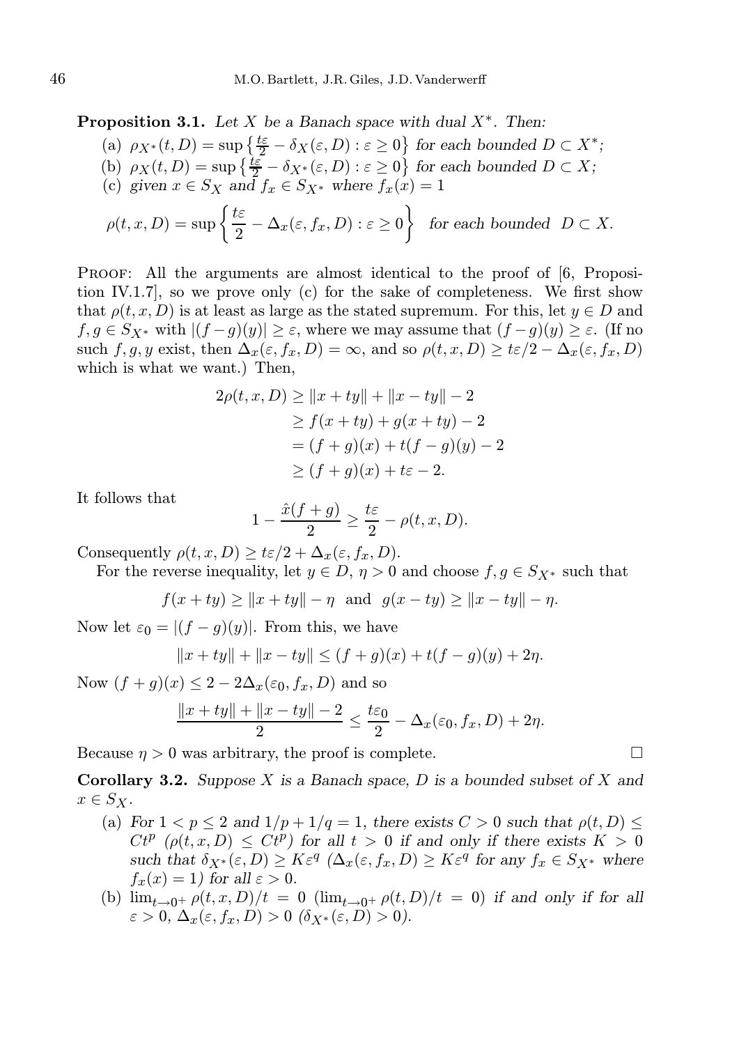**Proposition 3.1.** *Let $X$ be a Banach space with dual $X^*$. Then:*

(a) $\rho_{X^*}(t, D) = \sup\left\{\frac{t\varepsilon}{2} - \delta_X(\varepsilon, D) : \varepsilon \geq 0\right\}$ *for each bounded* $D \subset X^*$;

(b) $\rho_X(t, D) = \sup\left\{\frac{t\varepsilon}{2} - \delta_{X^*}(\varepsilon, D) : \varepsilon \geq 0\right\}$ *for each bounded* $D \subset X$;

(c) *given* $x \in S_X$ *and* $f_x \in S_{X^*}$ *where* $f_x(x) = 1$

$$\rho(t, x, D) = \sup\left\{\frac{t\varepsilon}{2} - \Delta_x(\varepsilon, f_x, D) : \varepsilon \geq 0\right\} \quad \textit{for each bounded } D \subset X.$$

Proof: All the arguments are almost identical to the proof of [6, Proposition IV.1.7], so we prove only (c) for the sake of completeness. We first show that $\rho(t, x, D)$ is at least as large as the stated supremum. For this, let $y \in D$ and $f, g \in S_{X^*}$ with $|(f-g)(y)| \geq \varepsilon$, where we may assume that $(f-g)(y) \geq \varepsilon$. (If no such $f, g, y$ exist, then $\Delta_x(\varepsilon, f_x, D) = \infty$, and so $\rho(t, x, D) \geq t\varepsilon/2 - \Delta_x(\varepsilon, f_x, D)$ which is what we want.) Then,

$$\begin{aligned}
2\rho(t, x, D) &\geq \|x + ty\| + \|x - ty\| - 2 \\
&\geq f(x + ty) + g(x + ty) - 2 \\
&= (f + g)(x) + t(f - g)(y) - 2 \\
&\geq (f + g)(x) + t\varepsilon - 2.
\end{aligned}$$

It follows that

$$1 - \frac{\hat{x}(f + g)}{2} \geq \frac{t\varepsilon}{2} - \rho(t, x, D).$$

Consequently $\rho(t, x, D) \geq t\varepsilon/2 + \Delta_x(\varepsilon, f_x, D)$.

For the reverse inequality, let $y \in D$, $\eta > 0$ and choose $f, g \in S_{X^*}$ such that

$$f(x + ty) \geq \|x + ty\| - \eta \quad \text{and} \quad g(x - ty) \geq \|x - ty\| - \eta.$$

Now let $\varepsilon_0 = |(f - g)(y)|$. From this, we have

$$\|x + ty\| + \|x - ty\| \leq (f + g)(x) + t(f - g)(y) + 2\eta.$$

Now $(f + g)(x) \leq 2 - 2\Delta_x(\varepsilon_0, f_x, D)$ and so

$$\frac{\|x + ty\| + \|x - ty\| - 2}{2} \leq \frac{t\varepsilon_0}{2} - \Delta_x(\varepsilon_0, f_x, D) + 2\eta.$$

Because $\eta > 0$ was arbitrary, the proof is complete. $\square$

**Corollary 3.2.** *Suppose $X$ is a Banach space, $D$ is a bounded subset of $X$ and $x \in S_X$.*

(a) *For $1 < p \leq 2$ and $1/p + 1/q = 1$, there exists $C > 0$ such that $\rho(t, D) \leq Ct^p$ ($\rho(t, x, D) \leq Ct^p$) for all $t > 0$ if and only if there exists $K > 0$ such that $\delta_{X^*}(\varepsilon, D) \geq K\varepsilon^q$ ($\Delta_x(\varepsilon, f_x, D) \geq K\varepsilon^q$ for any $f_x \in S_{X^*}$ where $f_x(x) = 1$) for all $\varepsilon > 0$.*

(b) $\lim_{t \to 0^+} \rho(t, x, D)/t = 0$ ($\lim_{t \to 0^+} \rho(t, D)/t = 0$) *if and only if for all $\varepsilon > 0$, $\Delta_x(\varepsilon, f_x, D) > 0$ ($\delta_{X^*}(\varepsilon, D) > 0$).*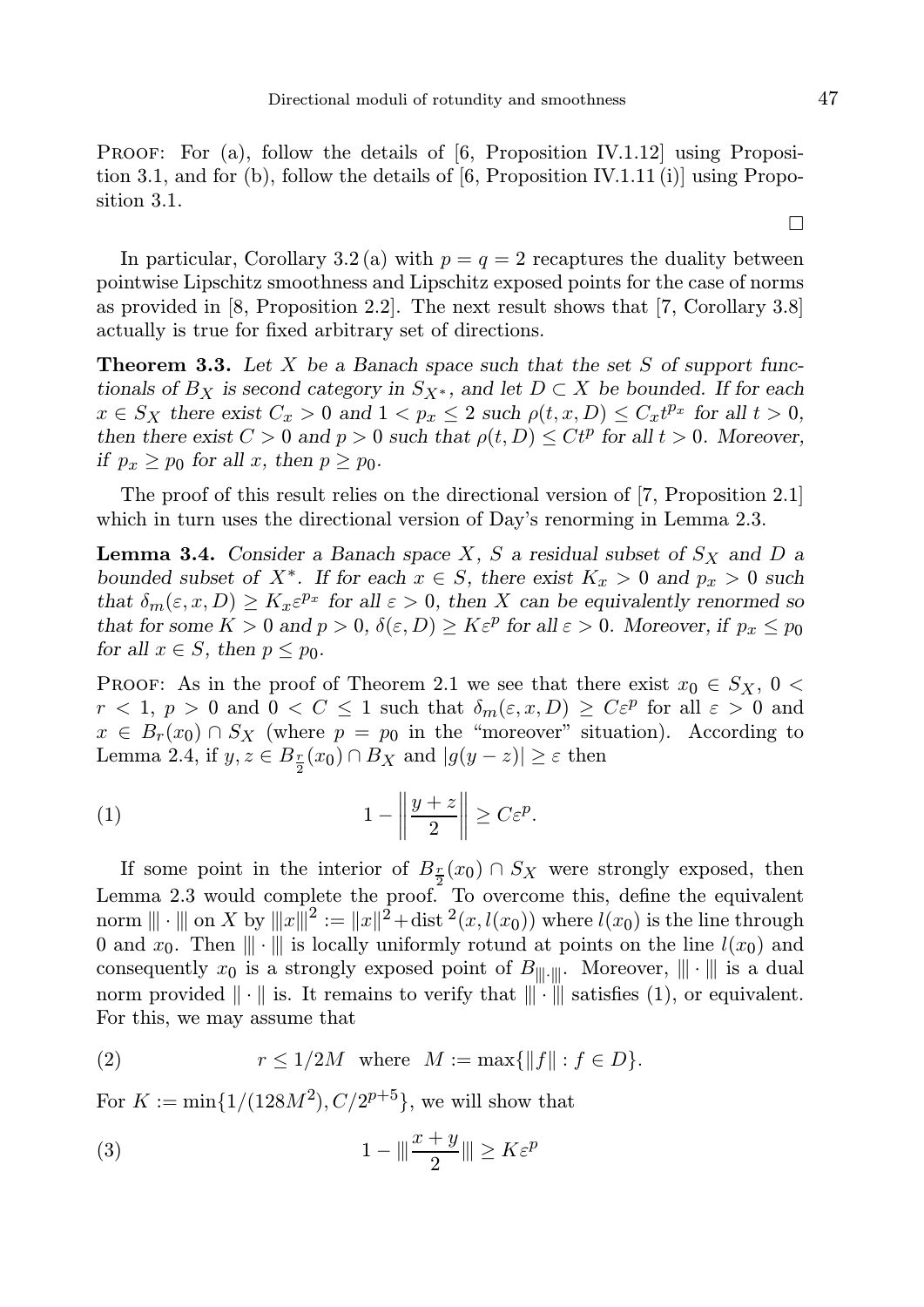Proof: For (a), follow the details of [6, Proposition IV.1.12] using Proposition 3.1, and for (b), follow the details of [6, Proposition IV.1.11 (i)] using Proposition 3.1.

□

In particular, Corollary 3.2 (a) with $p = q = 2$ recaptures the duality between pointwise Lipschitz smoothness and Lipschitz exposed points for the case of norms as provided in [8, Proposition 2.2]. The next result shows that [7, Corollary 3.8] actually is true for fixed arbitrary set of directions.

**Theorem 3.3.** *Let $X$ be a Banach space such that the set $S$ of support functionals of $B_X$ is second category in $S_{X^*}$, and let $D \subset X$ be bounded. If for each $x \in S_X$ there exist $C_x > 0$ and $1 < p_x \leq 2$ such $\rho(t, x, D) \leq C_x t^{p_x}$ for all $t > 0$, then there exist $C > 0$ and $p > 0$ such that $\rho(t, D) \leq Ct^p$ for all $t > 0$. Moreover, if $p_x \geq p_0$ for all $x$, then $p \geq p_0$.*

The proof of this result relies on the directional version of [7, Proposition 2.1] which in turn uses the directional version of Day's renorming in Lemma 2.3.

**Lemma 3.4.** *Consider a Banach space $X$, $S$ a residual subset of $S_X$ and $D$ a bounded subset of $X^*$. If for each $x \in S$, there exist $K_x > 0$ and $p_x > 0$ such that $\delta_m(\varepsilon, x, D) \geq K_x \varepsilon^{p_x}$ for all $\varepsilon > 0$, then $X$ can be equivalently renormed so that for some $K > 0$ and $p > 0$, $\delta(\varepsilon, D) \geq K\varepsilon^p$ for all $\varepsilon > 0$. Moreover, if $p_x \leq p_0$ for all $x \in S$, then $p \leq p_0$.*

Proof: As in the proof of Theorem 2.1 we see that there exist $x_0 \in S_X$, $0 < r < 1$, $p > 0$ and $0 < C \leq 1$ such that $\delta_m(\varepsilon, x, D) \geq C\varepsilon^p$ for all $\varepsilon > 0$ and $x \in B_r(x_0) \cap S_X$ (where $p = p_0$ in the "moreover" situation). According to Lemma 2.4, if $y, z \in B_{\frac{r}{2}}(x_0) \cap B_X$ and $|g(y - z)| \geq \varepsilon$ then

$$1 - \left\| \frac{y + z}{2} \right\| \geq C\varepsilon^p. \tag{1}$$

If some point in the interior of $B_{\frac{r}{2}}(x_0) \cap S_X$ were strongly exposed, then Lemma 2.3 would complete the proof. To overcome this, define the equivalent norm $|||\cdot|||$ on $X$ by $|||x|||^2 := \|x\|^2 + \operatorname{dist}^2(x, l(x_0))$ where $l(x_0)$ is the line through 0 and $x_0$. Then $|||\cdot|||$ is locally uniformly rotund at points on the line $l(x_0)$ and consequently $x_0$ is a strongly exposed point of $B_{|||\cdot|||}$. Moreover, $|||\cdot|||$ is a dual norm provided $\|\cdot\|$ is. It remains to verify that $|||\cdot|||$ satisfies (1), or equivalent. For this, we may assume that

$$r \leq 1/2M \quad \text{where} \quad M := \max\{\|f\| : f \in D\}. \tag{2}$$

For $K := \min\{1/(128M^2), C/2^{p+5}\}$, we will show that

$$1 - |||\frac{x + y}{2}||| \geq K\varepsilon^p \tag{3}$$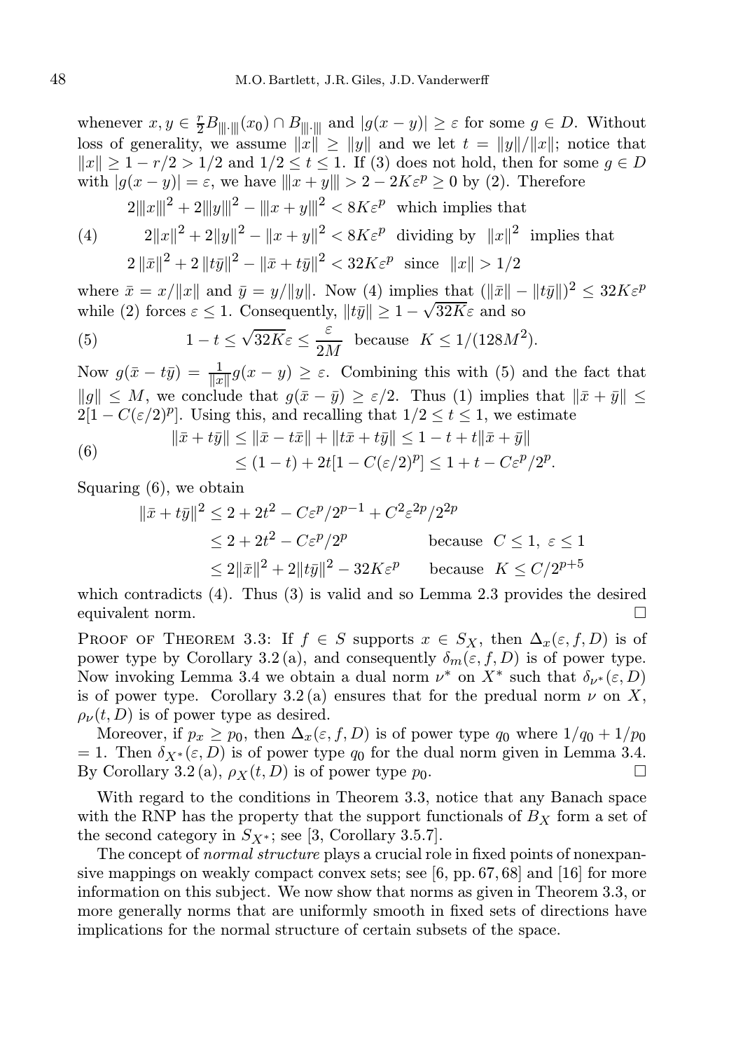whenever $x, y \in \frac{r}{2} B_{|||\cdot|||}(x_0) \cap B_{|||\cdot|||}$ and $|g(x-y)| \geq \varepsilon$ for some $g \in D$. Without loss of generality, we assume $\|x\| \geq \|y\|$ and we let $t = \|y\|/\|x\|$; notice that $\|x\| \geq 1 - r/2 > 1/2$ and $1/2 \leq t \leq 1$. If (3) does not hold, then for some $g \in D$ with $|g(x-y)| = \varepsilon$, we have $|||x+y||| > 2 - 2K\varepsilon^p \geq 0$ by (2). Therefore

$$
\begin{aligned}
&2|||x|||^2 + 2|||y|||^2 - |||x+y|||^2 < 8K\varepsilon^p \quad \text{which implies that} \\
(4) \qquad &2\|x\|^2 + 2\|y\|^2 - \|x+y\|^2 < 8K\varepsilon^p \quad \text{dividing by} \quad \|x\|^2 \quad \text{implies that} \\
&2\,\|\bar{x}\|^2 + 2\,\|t\bar{y}\|^2 - \|\bar{x} + t\bar{y}\|^2 < 32K\varepsilon^p \quad \text{since} \quad \|x\| > 1/2
\end{aligned}
$$

where $\bar{x} = x/\|x\|$ and $\bar{y} = y/\|y\|$. Now (4) implies that $(\|\bar{x}\| - \|t\bar{y}\|)^2 \leq 32K\varepsilon^p$ while (2) forces $\varepsilon \leq 1$. Consequently, $\|t\bar{y}\| \geq 1 - \sqrt{32K}\varepsilon$ and so

$$
(5) \qquad 1 - t \leq \sqrt{32K}\varepsilon \leq \frac{\varepsilon}{2M} \quad \text{because} \quad K \leq 1/(128M^2).
$$

Now $g(\bar{x} - t\bar{y}) = \frac{1}{\|x\|} g(x-y) \geq \varepsilon$. Combining this with (5) and the fact that $\|g\| \leq M$, we conclude that $g(\bar{x} - \bar{y}) \geq \varepsilon/2$. Thus (1) implies that $\|\bar{x} + \bar{y}\| \leq 2[1 - C(\varepsilon/2)^p]$. Using this, and recalling that $1/2 \leq t \leq 1$, we estimate

$$
\begin{aligned}
(6) \qquad \|\bar{x} + t\bar{y}\| &\leq \|\bar{x} - t\bar{x}\| + \|t\bar{x} + t\bar{y}\| \leq 1 - t + t\|\bar{x} + \bar{y}\| \\
&\leq (1-t) + 2t[1 - C(\varepsilon/2)^p] \leq 1 + t - C\varepsilon^p/2^p.
\end{aligned}
$$

Squaring (6), we obtain

$$
\begin{aligned}
\|\bar{x} + t\bar{y}\|^2 &\leq 2 + 2t^2 - C\varepsilon^p/2^{p-1} + C^2\varepsilon^{2p}/2^{2p} \\
&\leq 2 + 2t^2 - C\varepsilon^p/2^p \qquad \text{because} \quad C \leq 1,\ \varepsilon \leq 1 \\
&\leq 2\|\bar{x}\|^2 + 2\|t\bar{y}\|^2 - 32K\varepsilon^p \qquad \text{because} \quad K \leq C/2^{p+5}
\end{aligned}
$$

which contradicts (4). Thus (3) is valid and so Lemma 2.3 provides the desired equivalent norm. □

Proof of Theorem 3.3: If $f \in S$ supports $x \in S_X$, then $\Delta_x(\varepsilon, f, D)$ is of power type by Corollary 3.2 (a), and consequently $\delta_m(\varepsilon, f, D)$ is of power type. Now invoking Lemma 3.4 we obtain a dual norm $\nu^*$ on $X^*$ such that $\delta_{\nu^*}(\varepsilon, D)$ is of power type. Corollary 3.2 (a) ensures that for the predual norm $\nu$ on $X$, $\rho_\nu(t, D)$ is of power type as desired.

Moreover, if $p_x \geq p_0$, then $\Delta_x(\varepsilon, f, D)$ is of power type $q_0$ where $1/q_0 + 1/p_0 = 1$. Then $\delta_{X^*}(\varepsilon, D)$ is of power type $q_0$ for the dual norm given in Lemma 3.4. By Corollary 3.2 (a), $\rho_X(t, D)$ is of power type $p_0$. □

With regard to the conditions in Theorem 3.3, notice that any Banach space with the RNP has the property that the support functionals of $B_X$ form a set of the second category in $S_{X^*}$; see [3, Corollary 3.5.7].

The concept of *normal structure* plays a crucial role in fixed points of nonexpansive mappings on weakly compact convex sets; see [6, pp. 67, 68] and [16] for more information on this subject. We now show that norms as given in Theorem 3.3, or more generally norms that are uniformly smooth in fixed sets of directions have implications for the normal structure of certain subsets of the space.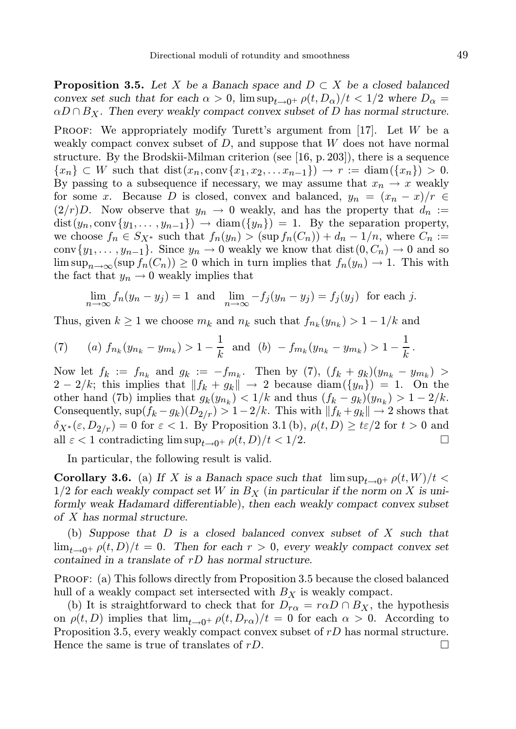**Proposition 3.5.** *Let $X$ be a Banach space and $D \subset X$ be a closed balanced convex set such that for each $\alpha > 0$, $\limsup_{t\to 0^+} \rho(t, D_\alpha)/t < 1/2$ where $D_\alpha = \alpha D \cap B_X$. Then every weakly compact convex subset of $D$ has normal structure.*

Proof: We appropriately modify Turett's argument from [17]. Let $W$ be a weakly compact convex subset of $D$, and suppose that $W$ does not have normal structure. By the Brodskii-Milman criterion (see [16, p. 203]), there is a sequence $\{x_n\} \subset W$ such that $\operatorname{dist}(x_n, \operatorname{conv}\{x_1, x_2, \dots x_{n-1}\}) \to r := \operatorname{diam}(\{x_n\}) > 0$. By passing to a subsequence if necessary, we may assume that $x_n \to x$ weakly for some $x$. Because $D$ is closed, convex and balanced, $y_n = (x_n - x)/r \in (2/r)D$. Now observe that $y_n \to 0$ weakly, and has the property that $d_n := \operatorname{dist}(y_n, \operatorname{conv}\{y_1, \dots, y_{n-1}\}) \to \operatorname{diam}(\{y_n\}) = 1$. By the separation property, we choose $f_n \in S_{X^*}$ such that $f_n(y_n) > (\sup f_n(C_n)) + d_n - 1/n$, where $C_n := \operatorname{conv}\{y_1, \dots, y_{n-1}\}$. Since $y_n \to 0$ weakly we know that $\operatorname{dist}(0, C_n) \to 0$ and so $\limsup_{n\to\infty}(\sup f_n(C_n)) \geq 0$ which in turn implies that $f_n(y_n) \to 1$. This with the fact that $y_n \to 0$ weakly implies that

$$\lim_{n\to\infty} f_n(y_n - y_j) = 1 \quad \text{and} \quad \lim_{n\to\infty} -f_j(y_n - y_j) = f_j(y_j) \quad \text{for each } j.$$

Thus, given $k \geq 1$ we choose $m_k$ and $n_k$ such that $f_{n_k}(y_{n_k}) > 1 - 1/k$ and

$$(7) \qquad (a)\ f_{n_k}(y_{n_k} - y_{m_k}) > 1 - \frac{1}{k} \quad \text{and} \quad (b)\ -f_{m_k}(y_{n_k} - y_{m_k}) > 1 - \frac{1}{k}\,.$$

Now let $f_k := f_{n_k}$ and $g_k := -f_{m_k}$. Then by (7), $(f_k + g_k)(y_{n_k} - y_{m_k}) > 2 - 2/k$; this implies that $\|f_k + g_k\| \to 2$ because $\operatorname{diam}(\{y_n\}) = 1$. On the other hand (7b) implies that $g_k(y_{n_k}) < 1/k$ and thus $(f_k - g_k)(y_{n_k}) > 1 - 2/k$. Consequently, $\sup(f_k - g_k)(D_{2/r}) > 1 - 2/k$. This with $\|f_k + g_k\| \to 2$ shows that $\delta_{X^*}(\varepsilon, D_{2/r}) = 0$ for $\varepsilon < 1$. By Proposition 3.1 (b), $\rho(t, D) \geq t\varepsilon/2$ for $t > 0$ and all $\varepsilon < 1$ contradicting $\limsup_{t\to 0^+} \rho(t, D)/t < 1/2$. $\square$

In particular, the following result is valid.

**Corollary 3.6.** (a) *If $X$ is a Banach space such that $\limsup_{t\to 0^+} \rho(t, W)/t < 1/2$ for each weakly compact set $W$ in $B_X$ (in particular if the norm on $X$ is uniformly weak Hadamard differentiable), then each weakly compact convex subset of $X$ has normal structure.*

(b) *Suppose that $D$ is a closed balanced convex subset of $X$ such that $\lim_{t\to 0^+} \rho(t, D)/t = 0$. Then for each $r > 0$, every weakly compact convex set contained in a translate of $rD$ has normal structure.*

Proof: (a) This follows directly from Proposition 3.5 because the closed balanced hull of a weakly compact set intersected with $B_X$ is weakly compact.

(b) It is straightforward to check that for $D_{r\alpha} = r\alpha D \cap B_X$, the hypothesis on $\rho(t, D)$ implies that $\lim_{t\to 0^+} \rho(t, D_{r\alpha})/t = 0$ for each $\alpha > 0$. According to Proposition 3.5, every weakly compact convex subset of $rD$ has normal structure. Hence the same is true of translates of $rD$. $\square$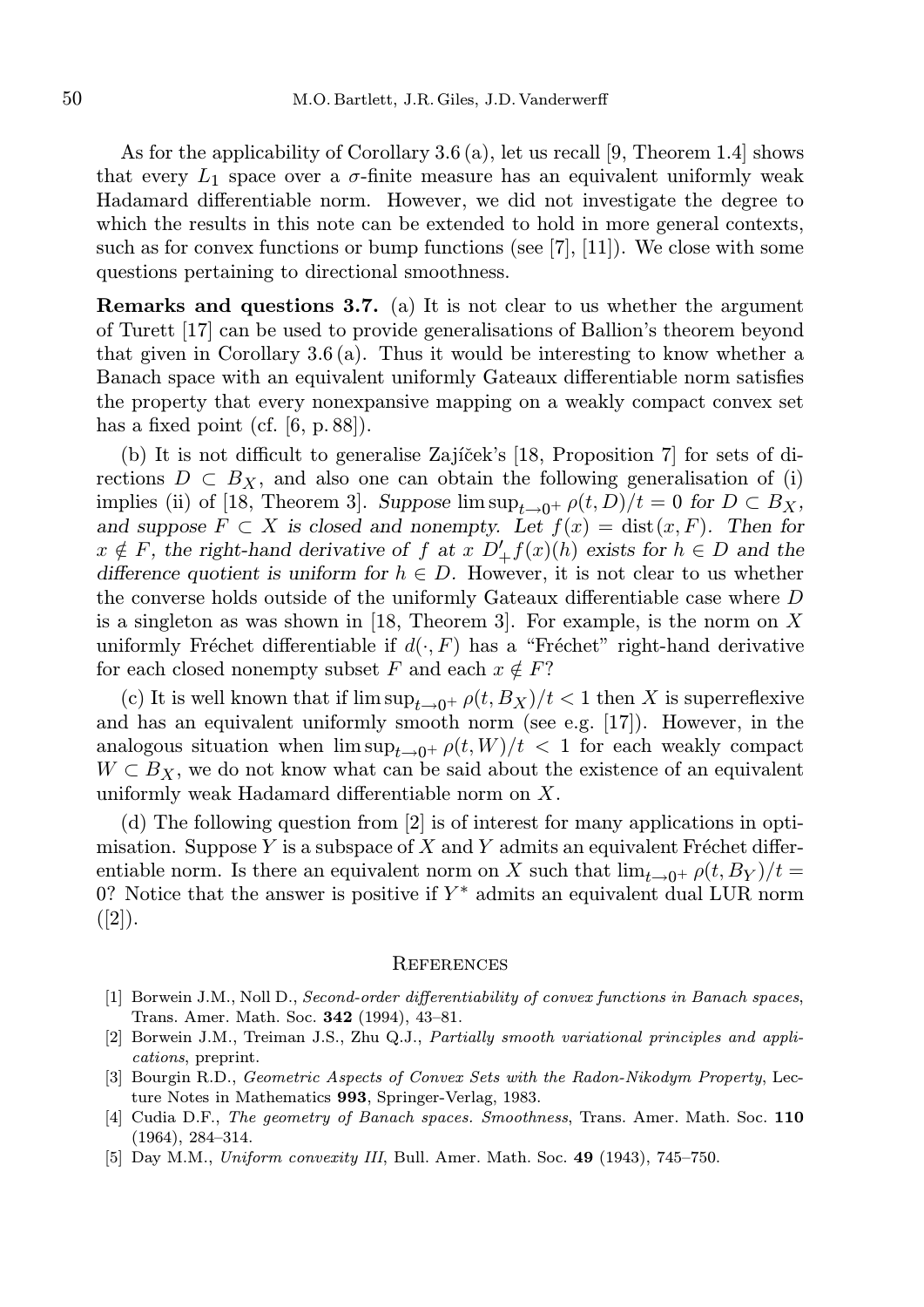As for the applicability of Corollary 3.6 (a), let us recall [9, Theorem 1.4] shows that every $L_1$ space over a $\sigma$-finite measure has an equivalent uniformly weak Hadamard differentiable norm. However, we did not investigate the degree to which the results in this note can be extended to hold in more general contexts, such as for convex functions or bump functions (see [7], [11]). We close with some questions pertaining to directional smoothness.

**Remarks and questions 3.7.** (a) It is not clear to us whether the argument of Turett [17] can be used to provide generalisations of Ballion's theorem beyond that given in Corollary 3.6 (a). Thus it would be interesting to know whether a Banach space with an equivalent uniformly Gateaux differentiable norm satisfies the property that every nonexpansive mapping on a weakly compact convex set has a fixed point (cf. [6, p. 88]).

(b) It is not difficult to generalise Zajíček's [18, Proposition 7] for sets of directions $D \subset B_X$, and also one can obtain the following generalisation of (i) implies (ii) of [18, Theorem 3]. *Suppose* $\limsup_{t\to 0^+} \rho(t,D)/t = 0$ *for* $D \subset B_X$, *and suppose* $F \subset X$ *is closed and nonempty. Let* $f(x) = \operatorname{dist}(x,F)$. *Then for* $x \notin F$, *the right-hand derivative of* $f$ *at* $x$ $D'_+f(x)(h)$ *exists for* $h \in D$ *and the difference quotient is uniform for* $h \in D$. However, it is not clear to us whether the converse holds outside of the uniformly Gateaux differentiable case where $D$ is a singleton as was shown in [18, Theorem 3]. For example, is the norm on $X$ uniformly Fréchet differentiable if $d(\cdot,F)$ has a "Fréchet" right-hand derivative for each closed nonempty subset $F$ and each $x \notin F$?

(c) It is well known that if $\limsup_{t\to 0^+} \rho(t,B_X)/t < 1$ then $X$ is superreflexive and has an equivalent uniformly smooth norm (see e.g. [17]). However, in the analogous situation when $\limsup_{t\to 0^+} \rho(t,W)/t < 1$ for each weakly compact $W \subset B_X$, we do not know what can be said about the existence of an equivalent uniformly weak Hadamard differentiable norm on $X$.

(d) The following question from [2] is of interest for many applications in optimisation. Suppose $Y$ is a subspace of $X$ and $Y$ admits an equivalent Fréchet differentiable norm. Is there an equivalent norm on $X$ such that $\lim_{t\to 0^+} \rho(t,B_Y)/t = 0$? Notice that the answer is positive if $Y^*$ admits an equivalent dual LUR norm ([2]).

## References

[1] Borwein J.M., Noll D., *Second-order differentiability of convex functions in Banach spaces*, Trans. Amer. Math. Soc. **342** (1994), 43–81.

[2] Borwein J.M., Treiman J.S., Zhu Q.J., *Partially smooth variational principles and applications*, preprint.

[3] Bourgin R.D., *Geometric Aspects of Convex Sets with the Radon-Nikodym Property*, Lecture Notes in Mathematics **993**, Springer-Verlag, 1983.

[4] Cudia D.F., *The geometry of Banach spaces. Smoothness*, Trans. Amer. Math. Soc. **110** (1964), 284–314.

[5] Day M.M., *Uniform convexity III*, Bull. Amer. Math. Soc. **49** (1943), 745–750.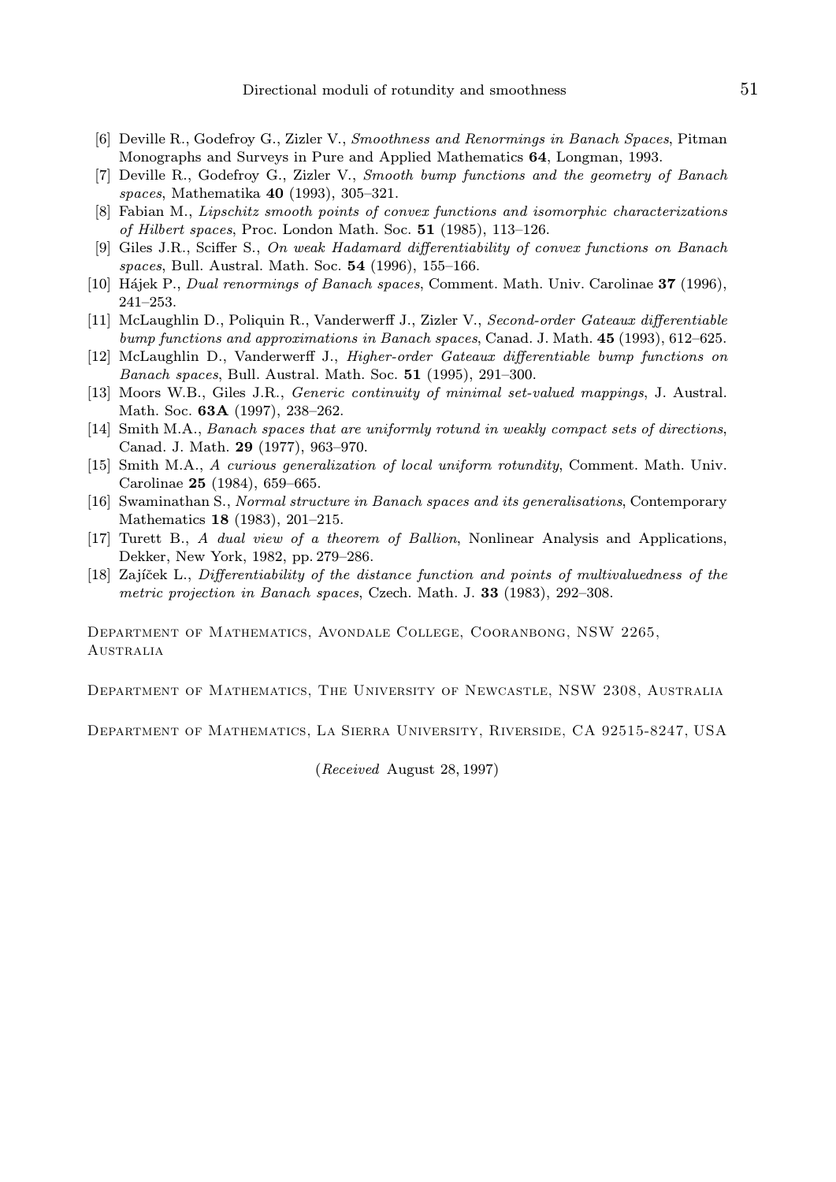[6] Deville R., Godefroy G., Zizler V., *Smoothness and Renormings in Banach Spaces*, Pitman Monographs and Surveys in Pure and Applied Mathematics **64**, Longman, 1993.

[7] Deville R., Godefroy G., Zizler V., *Smooth bump functions and the geometry of Banach spaces*, Mathematika **40** (1993), 305–321.

[8] Fabian M., *Lipschitz smooth points of convex functions and isomorphic characterizations of Hilbert spaces*, Proc. London Math. Soc. **51** (1985), 113–126.

[9] Giles J.R., Sciffer S., *On weak Hadamard differentiability of convex functions on Banach spaces*, Bull. Austral. Math. Soc. **54** (1996), 155–166.

[10] Hájek P., *Dual renormings of Banach spaces*, Comment. Math. Univ. Carolinae **37** (1996), 241–253.

[11] McLaughlin D., Poliquin R., Vanderwerff J., Zizler V., *Second-order Gateaux differentiable bump functions and approximations in Banach spaces*, Canad. J. Math. **45** (1993), 612–625.

[12] McLaughlin D., Vanderwerff J., *Higher-order Gateaux differentiable bump functions on Banach spaces*, Bull. Austral. Math. Soc. **51** (1995), 291–300.

[13] Moors W.B., Giles J.R., *Generic continuity of minimal set-valued mappings*, J. Austral. Math. Soc. **63A** (1997), 238–262.

[14] Smith M.A., *Banach spaces that are uniformly rotund in weakly compact sets of directions*, Canad. J. Math. **29** (1977), 963–970.

[15] Smith M.A., *A curious generalization of local uniform rotundity*, Comment. Math. Univ. Carolinae **25** (1984), 659–665.

[16] Swaminathan S., *Normal structure in Banach spaces and its generalisations*, Contemporary Mathematics **18** (1983), 201–215.

[17] Turett B., *A dual view of a theorem of Ballion*, Nonlinear Analysis and Applications, Dekker, New York, 1982, pp. 279–286.

[18] Zajíček L., *Differentiability of the distance function and points of multivaluedness of the metric projection in Banach spaces*, Czech. Math. J. **33** (1983), 292–308.

Department of Mathematics, Avondale College, Cooranbong, NSW 2265, Australia

Department of Mathematics, The University of Newcastle, NSW 2308, Australia

Department of Mathematics, La Sierra University, Riverside, CA 92515-8247, USA

(*Received* August 28, 1997)